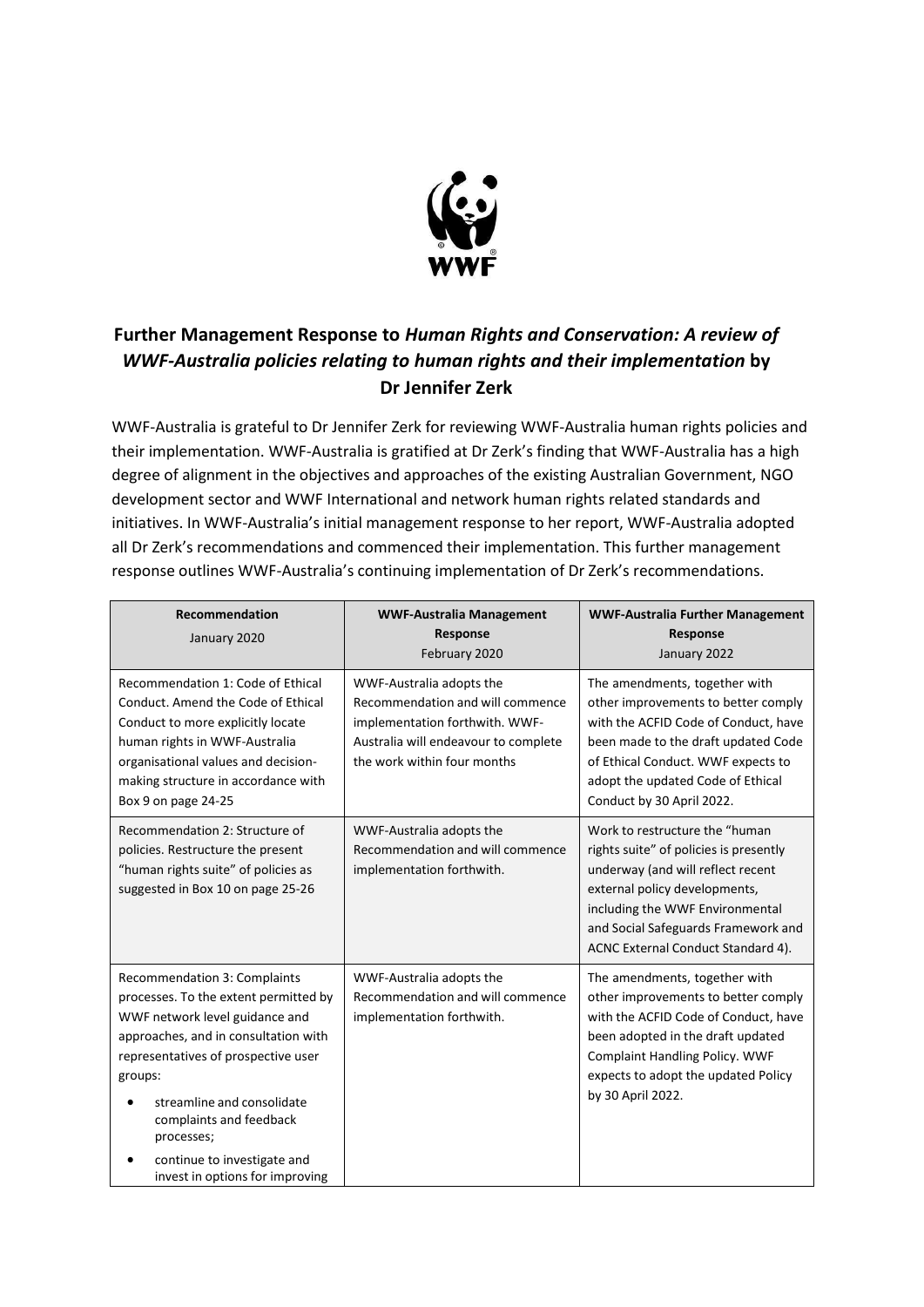## Further Management Response to *Human Rights and Conservation: A review of WWF-Australia policies relating to human rights and their implementation* by Dr Jennifer Zerk

WWF-Australia is grateful to Dr Jennifer Zerk for reviewing WWF-Australia human rights policies and their implementation. WWF-Australia is gratified at Dr Zerk's finding that WWF-Australia has a high degree of alignment in the objectives and approaches of the existing Australian Government, NGO development sector and WWF International and network human rights related standards and initiatives. In WWF-Australia's initial management response to her report, WWF-Australia adopted all Dr Zerk's recommendations and commenced their implementation. This further management response outlines WWF-Australia's continuing implementation of Dr Zerk's recommendations.

| **Recommendation** January 2020 | **WWF-Australia Management Response** February 2020 | **WWF-Australia Further Management Response** January 2022 |
|---|---|---|
| Recommendation 1: Code of Ethical Conduct. Amend the Code of Ethical Conduct to more explicitly locate human rights in WWF-Australia organisational values and decision-making structure in accordance with Box 9 on page 24-25 | WWF-Australia adopts the Recommendation and will commence implementation forthwith. WWF-Australia will endeavour to complete the work within four months | The amendments, together with other improvements to better comply with the ACFID Code of Conduct, have been made to the draft updated Code of Ethical Conduct. WWF expects to adopt the updated Code of Ethical Conduct by 30 April 2022. |
| Recommendation 2: Structure of policies. Restructure the present "human rights suite" of policies as suggested in Box 10 on page 25-26 | WWF-Australia adopts the Recommendation and will commence implementation forthwith. | Work to restructure the "human rights suite" of policies is presently underway (and will reflect recent external policy developments, including the WWF Environmental and Social Safeguards Framework and ACNC External Conduct Standard 4). |
| Recommendation 3: Complaints processes. To the extent permitted by WWF network level guidance and approaches, and in consultation with representatives of prospective user groups:<br>• streamline and consolidate complaints and feedback processes;<br>• continue to investigate and invest in options for improving | WWF-Australia adopts the Recommendation and will commence implementation forthwith. | The amendments, together with other improvements to better comply with the ACFID Code of Conduct, have been adopted in the draft updated Complaint Handling Policy. WWF expects to adopt the updated Policy by 30 April 2022. |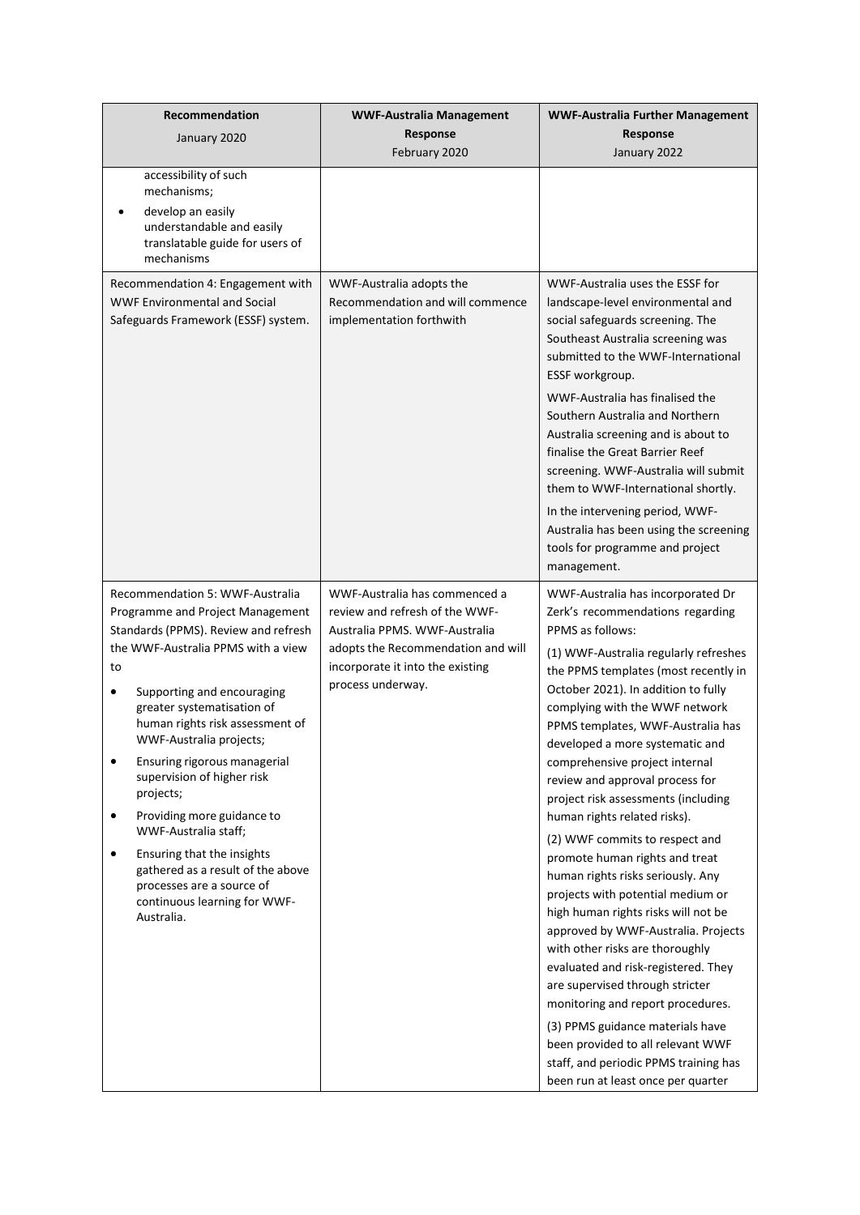| Recommendation<br>January 2020 | WWF-Australia Management Response<br>February 2020 | WWF-Australia Further Management Response<br>January 2022 |
|---|---|---|
| accessibility of such mechanisms;<br>• develop an easily understandable and easily translatable guide for users of mechanisms | | |
| Recommendation 4: Engagement with WWF Environmental and Social Safeguards Framework (ESSF) system. | WWF-Australia adopts the Recommendation and will commence implementation forthwith | WWF-Australia uses the ESSF for landscape-level environmental and social safeguards screening. The Southeast Australia screening was submitted to the WWF-International ESSF workgroup.<br><br>WWF-Australia has finalised the Southern Australia and Northern Australia screening and is about to finalise the Great Barrier Reef screening. WWF-Australia will submit them to WWF-International shortly.<br><br>In the intervening period, WWF-Australia has been using the screening tools for programme and project management. |
| Recommendation 5: WWF-Australia Programme and Project Management Standards (PPMS). Review and refresh the WWF-Australia PPMS with a view to<br>• Supporting and encouraging greater systematisation of human rights risk assessment of WWF-Australia projects;<br>• Ensuring rigorous managerial supervision of higher risk projects;<br>• Providing more guidance to WWF-Australia staff;<br>• Ensuring that the insights gathered as a result of the above processes are a source of continuous learning for WWF-Australia. | WWF-Australia has commenced a review and refresh of the WWF-Australia PPMS. WWF-Australia adopts the Recommendation and will incorporate it into the existing process underway. | WWF-Australia has incorporated Dr Zerk's recommendations regarding PPMS as follows:<br><br>(1) WWF-Australia regularly refreshes the PPMS templates (most recently in October 2021). In addition to fully complying with the WWF network PPMS templates, WWF-Australia has developed a more systematic and comprehensive project internal review and approval process for project risk assessments (including human rights related risks).<br><br>(2) WWF commits to respect and promote human rights and treat human rights risks seriously. Any projects with potential medium or high human rights risks will not be approved by WWF-Australia. Projects with other risks are thoroughly evaluated and risk-registered. They are supervised through stricter monitoring and report procedures.<br><br>(3) PPMS guidance materials have been provided to all relevant WWF staff, and periodic PPMS training has been run at least once per quarter |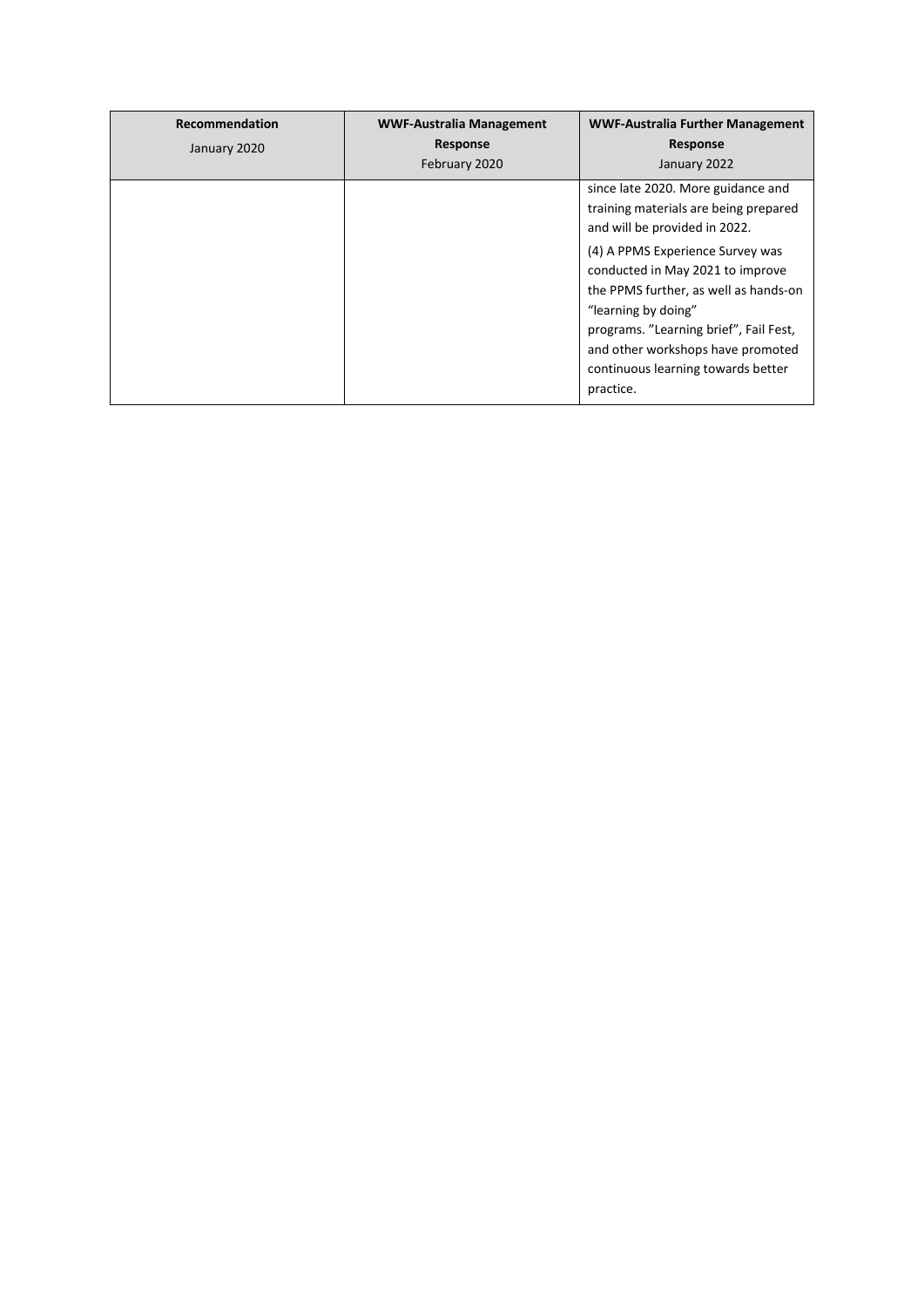| Recommendation<br>January 2020 | WWF-Australia Management Response<br>February 2020 | WWF-Australia Further Management Response<br>January 2022 |
|---|---|---|
| | | since late 2020. More guidance and training materials are being prepared and will be provided in 2022.<br><br>(4) A PPMS Experience Survey was conducted in May 2021 to improve the PPMS further, as well as hands-on "learning by doing" programs. "Learning brief", Fail Fest, and other workshops have promoted continuous learning towards better practice. |